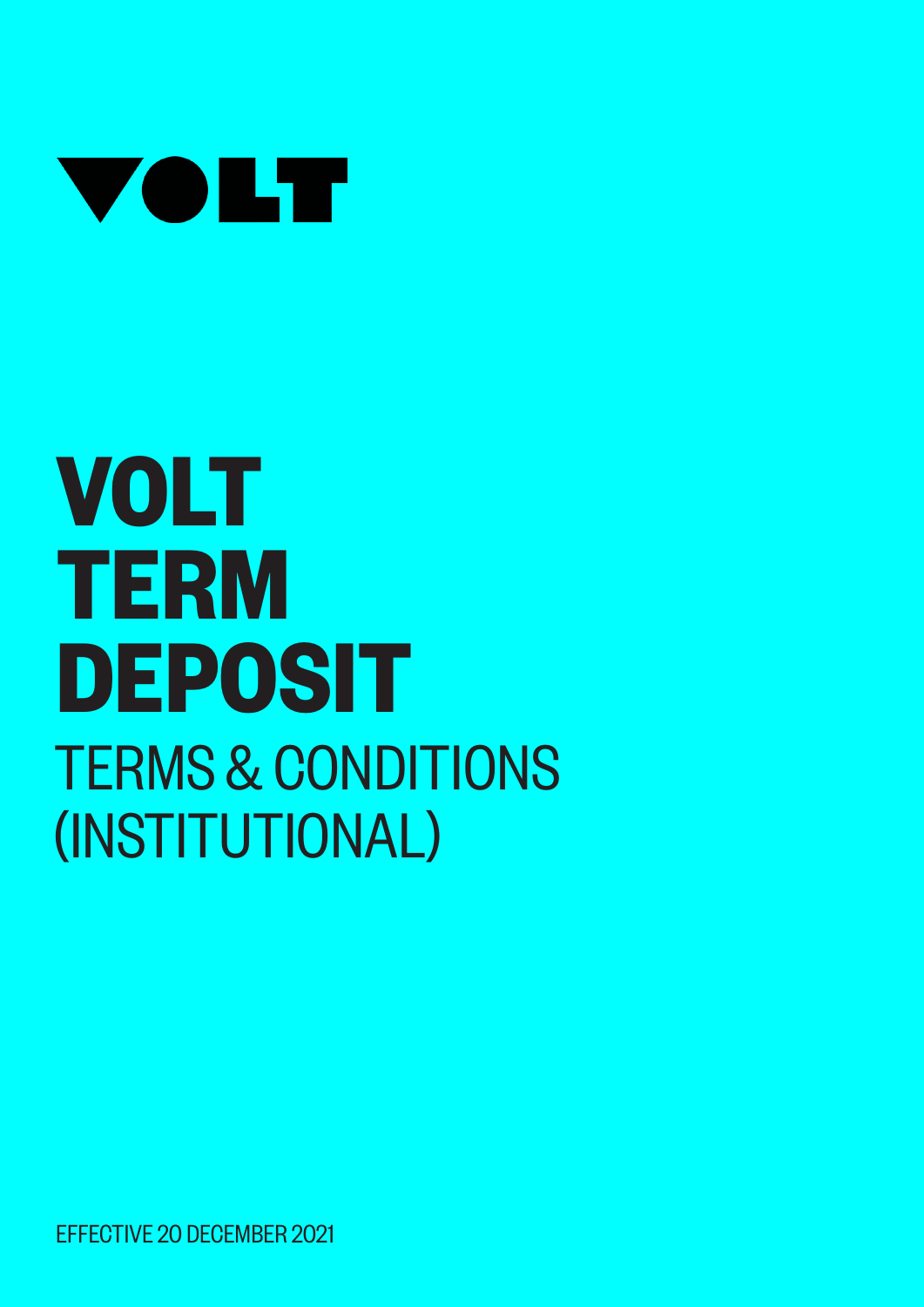VOLT

# VOLT TERM DEPOSIT

## TERMS & CONDITIONS (INSTITUTIONAL)

EFFECTIVE 20 DECEMBER 2021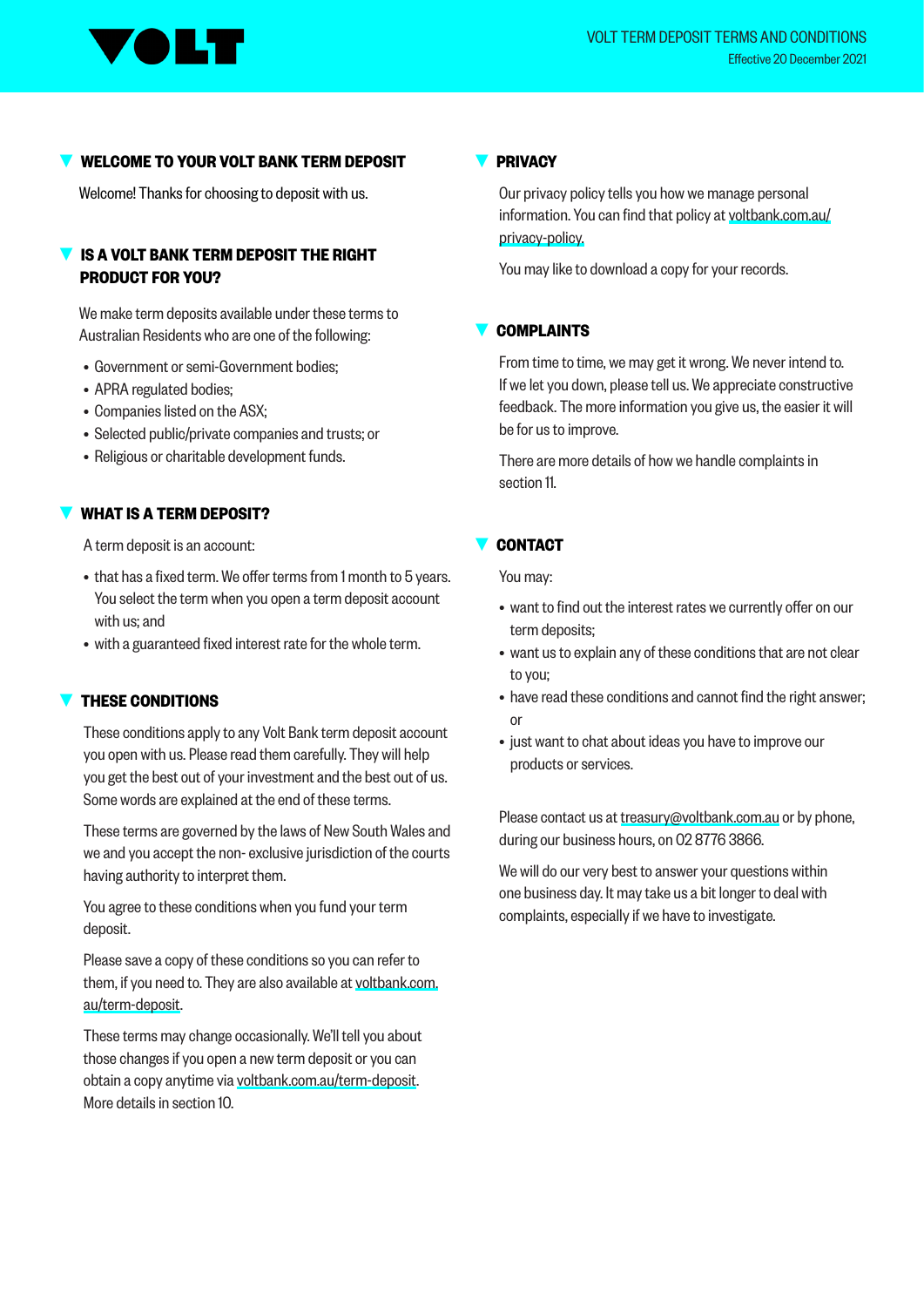## WELCOME TO YOUR VOLT BANK TERM DEPOSIT

Welcome! Thanks for choosing to deposit with us.

## IS A VOLT BANK TERM DEPOSIT THE RIGHT PRODUCT FOR YOU?

We make term deposits available under these terms to Australian Residents who are one of the following:

- Government or semi-Government bodies;
- APRA regulated bodies;
- Companies listed on the ASX;
- Selected public/private companies and trusts; or
- Religious or charitable development funds.

## WHAT IS A TERM DEPOSIT?

A term deposit is an account:

- that has a fixed term. We offer terms from 1 month to 5 years. You select the term when you open a term deposit account with us; and
- with a guaranteed fixed interest rate for the whole term.

## THESE CONDITIONS

These conditions apply to any Volt Bank term deposit account you open with us. Please read them carefully. They will help you get the best out of your investment and the best out of us. Some words are explained at the end of these terms.

These terms are governed by the laws of New South Wales and we and you accept the non- exclusive jurisdiction of the courts having authority to interpret them.

You agree to these conditions when you fund your term deposit.

Please save a copy of these conditions so you can refer to them, if you need to. They are also available at voltbank.com.au/term-deposit.

These terms may change occasionally. We'll tell you about those changes if you open a new term deposit or you can obtain a copy anytime via voltbank.com.au/term-deposit. More details in section 10.

## PRIVACY

Our privacy policy tells you how we manage personal information. You can find that policy at voltbank.com.au/privacy-policy.

You may like to download a copy for your records.

## COMPLAINTS

From time to time, we may get it wrong. We never intend to. If we let you down, please tell us. We appreciate constructive feedback. The more information you give us, the easier it will be for us to improve.

There are more details of how we handle complaints in section 11.

## CONTACT

You may:

- want to find out the interest rates we currently offer on our term deposits;
- want us to explain any of these conditions that are not clear to you;
- have read these conditions and cannot find the right answer; or
- just want to chat about ideas you have to improve our products or services.

Please contact us at treasury@voltbank.com.au or by phone, during our business hours, on 02 8776 3866.

We will do our very best to answer your questions within one business day. It may take us a bit longer to deal with complaints, especially if we have to investigate.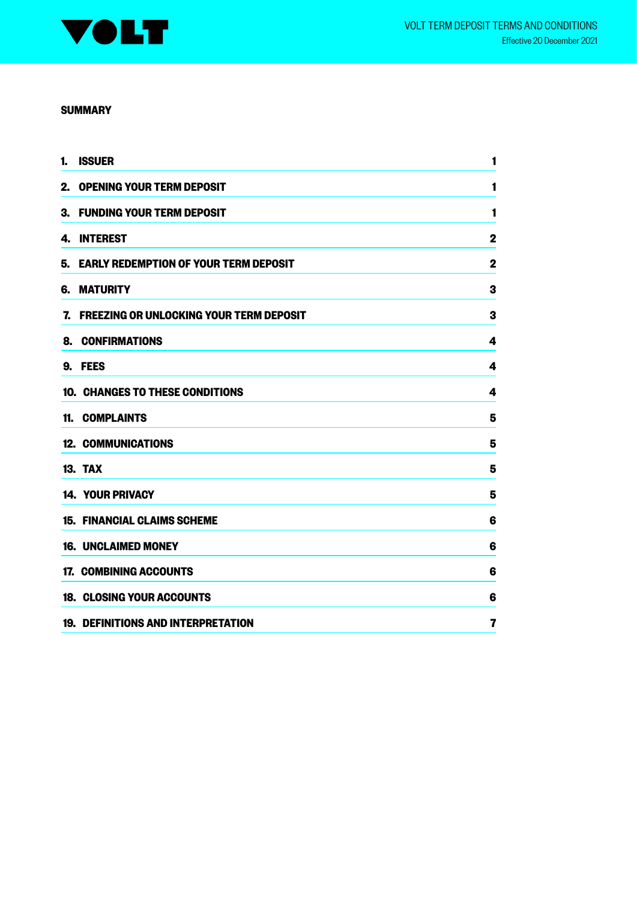## SUMMARY

| | |
|---|---|
| 1. ISSUER | 1 |
| 2. OPENING YOUR TERM DEPOSIT | 1 |
| 3. FUNDING YOUR TERM DEPOSIT | 1 |
| 4. INTEREST | 2 |
| 5. EARLY REDEMPTION OF YOUR TERM DEPOSIT | 2 |
| 6. MATURITY | 3 |
| 7. FREEZING OR UNLOCKING YOUR TERM DEPOSIT | 3 |
| 8. CONFIRMATIONS | 4 |
| 9. FEES | 4 |
| 10. CHANGES TO THESE CONDITIONS | 4 |
| 11. COMPLAINTS | 5 |
| 12. COMMUNICATIONS | 5 |
| 13. TAX | 5 |
| 14. YOUR PRIVACY | 5 |
| 15. FINANCIAL CLAIMS SCHEME | 6 |
| 16. UNCLAIMED MONEY | 6 |
| 17. COMBINING ACCOUNTS | 6 |
| 18. CLOSING YOUR ACCOUNTS | 6 |
| 19. DEFINITIONS AND INTERPRETATION | 7 |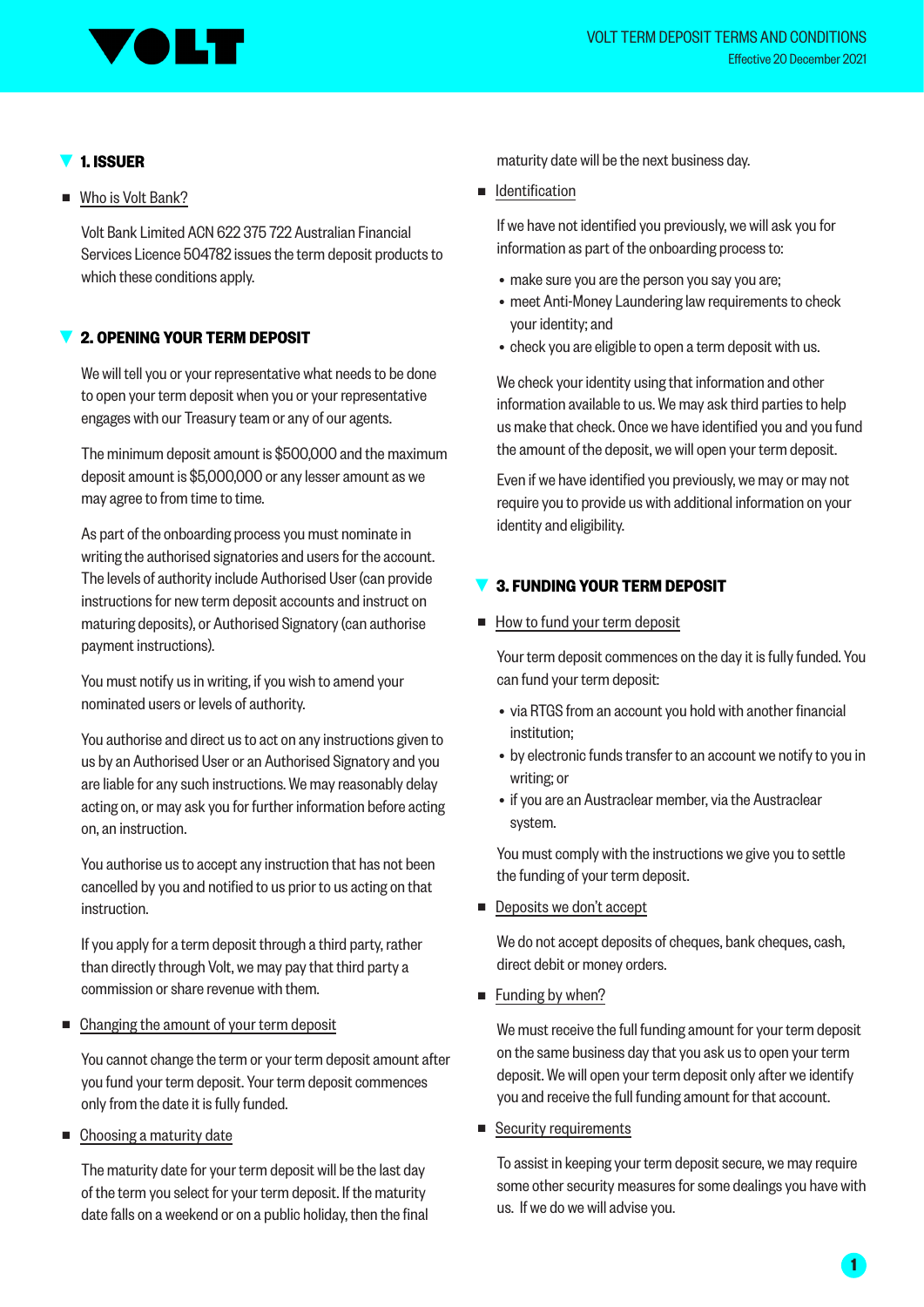## 1. ISSUER

- Who is Volt Bank?

Volt Bank Limited ACN 622 375 722 Australian Financial Services Licence 504782 issues the term deposit products to which these conditions apply.

## 2. OPENING YOUR TERM DEPOSIT

We will tell you or your representative what needs to be done to open your term deposit when you or your representative engages with our Treasury team or any of our agents.

The minimum deposit amount is $500,000 and the maximum deposit amount is $5,000,000 or any lesser amount as we may agree to from time to time.

As part of the onboarding process you must nominate in writing the authorised signatories and users for the account. The levels of authority include Authorised User (can provide instructions for new term deposit accounts and instruct on maturing deposits), or Authorised Signatory (can authorise payment instructions).

You must notify us in writing, if you wish to amend your nominated users or levels of authority.

You authorise and direct us to act on any instructions given to us by an Authorised User or an Authorised Signatory and you are liable for any such instructions. We may reasonably delay acting on, or may ask you for further information before acting on, an instruction.

You authorise us to accept any instruction that has not been cancelled by you and notified to us prior to us acting on that instruction.

If you apply for a term deposit through a third party, rather than directly through Volt, we may pay that third party a commission or share revenue with them.

- Changing the amount of your term deposit

You cannot change the term or your term deposit amount after you fund your term deposit. Your term deposit commences only from the date it is fully funded.

- Choosing a maturity date

The maturity date for your term deposit will be the last day of the term you select for your term deposit. If the maturity date falls on a weekend or on a public holiday, then the final maturity date will be the next business day.

- Identification

If we have not identified you previously, we will ask you for information as part of the onboarding process to:

- make sure you are the person you say you are;
- meet Anti-Money Laundering law requirements to check your identity; and
- check you are eligible to open a term deposit with us.

We check your identity using that information and other information available to us. We may ask third parties to help us make that check. Once we have identified you and you fund the amount of the deposit, we will open your term deposit.

Even if we have identified you previously, we may or may not require you to provide us with additional information on your identity and eligibility.

## 3. FUNDING YOUR TERM DEPOSIT

- How to fund your term deposit

Your term deposit commences on the day it is fully funded. You can fund your term deposit:

- via RTGS from an account you hold with another financial institution;
- by electronic funds transfer to an account we notify to you in writing; or
- if you are an Austraclear member, via the Austraclear system.

You must comply with the instructions we give you to settle the funding of your term deposit.

- Deposits we don't accept

We do not accept deposits of cheques, bank cheques, cash, direct debit or money orders.

- Funding by when?

We must receive the full funding amount for your term deposit on the same business day that you ask us to open your term deposit. We will open your term deposit only after we identify you and receive the full funding amount for that account.

- Security requirements

To assist in keeping your term deposit secure, we may require some other security measures for some dealings you have with us. If we do we will advise you.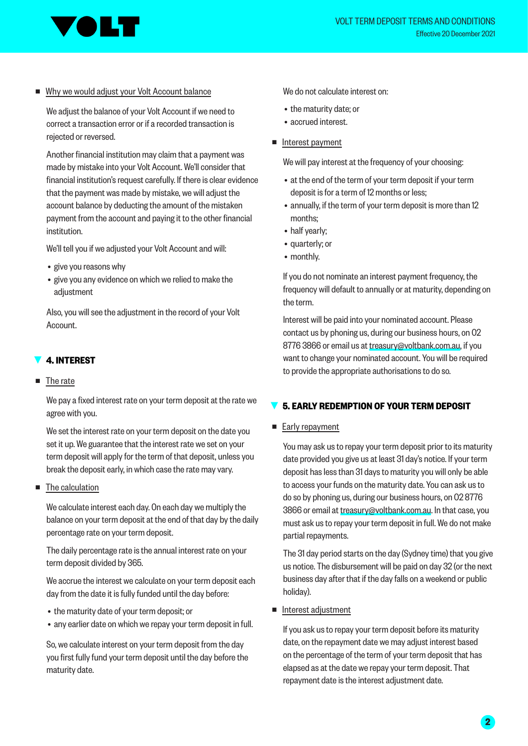#### Why we would adjust your Volt Account balance

We adjust the balance of your Volt Account if we need to correct a transaction error or if a recorded transaction is rejected or reversed.

Another financial institution may claim that a payment was made by mistake into your Volt Account. We'll consider that financial institution's request carefully. If there is clear evidence that the payment was made by mistake, we will adjust the account balance by deducting the amount of the mistaken payment from the account and paying it to the other financial institution.

We'll tell you if we adjusted your Volt Account and will:

- give you reasons why
- give you any evidence on which we relied to make the adjustment

Also, you will see the adjustment in the record of your Volt Account.

## 4. INTEREST

#### The rate

We pay a fixed interest rate on your term deposit at the rate we agree with you.

We set the interest rate on your term deposit on the date you set it up. We guarantee that the interest rate we set on your term deposit will apply for the term of that deposit, unless you break the deposit early, in which case the rate may vary.

#### The calculation

We calculate interest each day. On each day we multiply the balance on your term deposit at the end of that day by the daily percentage rate on your term deposit.

The daily percentage rate is the annual interest rate on your term deposit divided by 365.

We accrue the interest we calculate on your term deposit each day from the date it is fully funded until the day before:

- the maturity date of your term deposit; or
- any earlier date on which we repay your term deposit in full.

So, we calculate interest on your term deposit from the day you first fully fund your term deposit until the day before the maturity date.

We do not calculate interest on:

- the maturity date; or
- accrued interest.

#### Interest payment

We will pay interest at the frequency of your choosing:

- at the end of the term of your term deposit if your term deposit is for a term of 12 months or less;
- annually, if the term of your term deposit is more than 12 months;
- half yearly;
- quarterly; or
- monthly.

If you do not nominate an interest payment frequency, the frequency will default to annually or at maturity, depending on the term.

Interest will be paid into your nominated account. Please contact us by phoning us, during our business hours, on 02 8776 3866 or email us at treasury@voltbank.com.au, if you want to change your nominated account. You will be required to provide the appropriate authorisations to do so.

## 5. EARLY REDEMPTION OF YOUR TERM DEPOSIT

#### Early repayment

You may ask us to repay your term deposit prior to its maturity date provided you give us at least 31 day's notice. If your term deposit has less than 31 days to maturity you will only be able to access your funds on the maturity date. You can ask us to do so by phoning us, during our business hours, on 02 8776 3866 or email at treasury@voltbank.com.au. In that case, you must ask us to repay your term deposit in full. We do not make partial repayments.

The 31 day period starts on the day (Sydney time) that you give us notice. The disbursement will be paid on day 32 (or the next business day after that if the day falls on a weekend or public holiday).

#### Interest adjustment

If you ask us to repay your term deposit before its maturity date, on the repayment date we may adjust interest based on the percentage of the term of your term deposit that has elapsed as at the date we repay your term deposit. That repayment date is the interest adjustment date.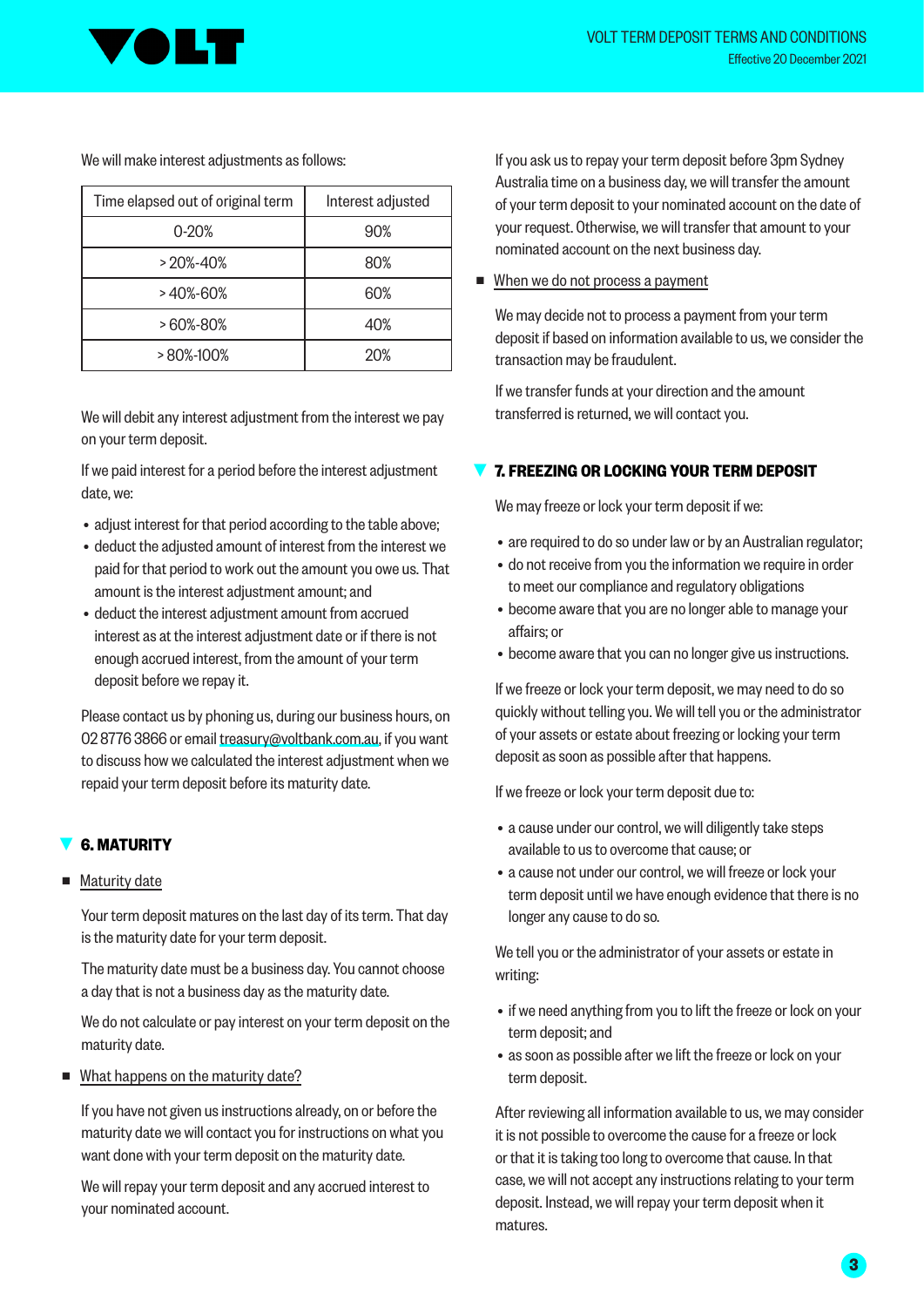We will make interest adjustments as follows:

| Time elapsed out of original term | Interest adjusted |
| --- | --- |
| 0-20% | 90% |
| > 20%-40% | 80% |
| > 40%-60% | 60% |
| > 60%-80% | 40% |
| > 80%-100% | 20% |

We will debit any interest adjustment from the interest we pay on your term deposit.

If we paid interest for a period before the interest adjustment date, we:

- adjust interest for that period according to the table above;
- deduct the adjusted amount of interest from the interest we paid for that period to work out the amount you owe us. That amount is the interest adjustment amount; and
- deduct the interest adjustment amount from accrued interest as at the interest adjustment date or if there is not enough accrued interest, from the amount of your term deposit before we repay it.

Please contact us by phoning us, during our business hours, on 02 8776 3866 or email treasury@voltbank.com.au, if you want to discuss how we calculated the interest adjustment when we repaid your term deposit before its maturity date.

## 6. MATURITY

- Maturity date

Your term deposit matures on the last day of its term. That day is the maturity date for your term deposit.

The maturity date must be a business day. You cannot choose a day that is not a business day as the maturity date.

We do not calculate or pay interest on your term deposit on the maturity date.

- What happens on the maturity date?

If you have not given us instructions already, on or before the maturity date we will contact you for instructions on what you want done with your term deposit on the maturity date.

We will repay your term deposit and any accrued interest to your nominated account.

If you ask us to repay your term deposit before 3pm Sydney Australia time on a business day, we will transfer the amount of your term deposit to your nominated account on the date of your request. Otherwise, we will transfer that amount to your nominated account on the next business day.

- When we do not process a payment

We may decide not to process a payment from your term deposit if based on information available to us, we consider the transaction may be fraudulent.

If we transfer funds at your direction and the amount transferred is returned, we will contact you.

## 7. FREEZING OR LOCKING YOUR TERM DEPOSIT

We may freeze or lock your term deposit if we:

- are required to do so under law or by an Australian regulator;
- do not receive from you the information we require in order to meet our compliance and regulatory obligations
- become aware that you are no longer able to manage your affairs; or
- become aware that you can no longer give us instructions.

If we freeze or lock your term deposit, we may need to do so quickly without telling you. We will tell you or the administrator of your assets or estate about freezing or locking your term deposit as soon as possible after that happens.

If we freeze or lock your term deposit due to:

- a cause under our control, we will diligently take steps available to us to overcome that cause; or
- a cause not under our control, we will freeze or lock your term deposit until we have enough evidence that there is no longer any cause to do so.

We tell you or the administrator of your assets or estate in writing:

- if we need anything from you to lift the freeze or lock on your term deposit; and
- as soon as possible after we lift the freeze or lock on your term deposit.

After reviewing all information available to us, we may consider it is not possible to overcome the cause for a freeze or lock or that it is taking too long to overcome that cause. In that case, we will not accept any instructions relating to your term deposit. Instead, we will repay your term deposit when it matures.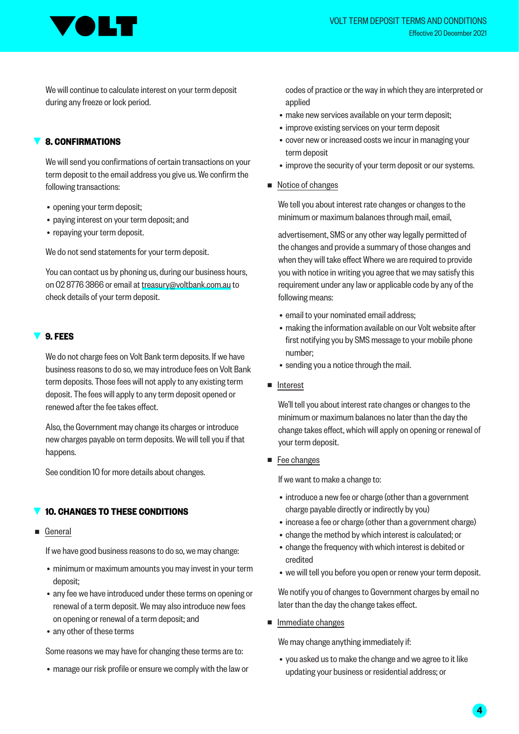We will continue to calculate interest on your term deposit during any freeze or lock period.

## 8. CONFIRMATIONS

We will send you confirmations of certain transactions on your term deposit to the email address you give us. We confirm the following transactions:

- opening your term deposit;
- paying interest on your term deposit; and
- repaying your term deposit.

We do not send statements for your term deposit.

You can contact us by phoning us, during our business hours, on 02 8776 3866 or email at treasury@voltbank.com.au to check details of your term deposit.

## 9. FEES

We do not charge fees on Volt Bank term deposits. If we have business reasons to do so, we may introduce fees on Volt Bank term deposits. Those fees will not apply to any existing term deposit. The fees will apply to any term deposit opened or renewed after the fee takes effect.

Also, the Government may change its charges or introduce new charges payable on term deposits. We will tell you if that happens.

See condition 10 for more details about changes.

## 10. CHANGES TO THESE CONDITIONS

### General

If we have good business reasons to do so, we may change:

- minimum or maximum amounts you may invest in your term deposit;
- any fee we have introduced under these terms on opening or renewal of a term deposit. We may also introduce new fees on opening or renewal of a term deposit; and
- any other of these terms

Some reasons we may have for changing these terms are to:

- manage our risk profile or ensure we comply with the law or codes of practice or the way in which they are interpreted or applied
- make new services available on your term deposit;
- improve existing services on your term deposit
- cover new or increased costs we incur in managing your term deposit
- improve the security of your term deposit or our systems.

### Notice of changes

We tell you about interest rate changes or changes to the minimum or maximum balances through mail, email, advertisement, SMS or any other way legally permitted of the changes and provide a summary of those changes and when they will take effect Where we are required to provide you with notice in writing you agree that we may satisfy this requirement under any law or applicable code by any of the following means:

- email to your nominated email address;
- making the information available on our Volt website after first notifying you by SMS message to your mobile phone number;
- sending you a notice through the mail.

### Interest

We'll tell you about interest rate changes or changes to the minimum or maximum balances no later than the day the change takes effect, which will apply on opening or renewal of your term deposit.

### Fee changes

If we want to make a change to:

- introduce a new fee or charge (other than a government charge payable directly or indirectly by you)
- increase a fee or charge (other than a government charge)
- change the method by which interest is calculated; or
- change the frequency with which interest is debited or credited
- we will tell you before you open or renew your term deposit.

We notify you of changes to Government charges by email no later than the day the change takes effect.

### Immediate changes

We may change anything immediately if:

- you asked us to make the change and we agree to it like updating your business or residential address; or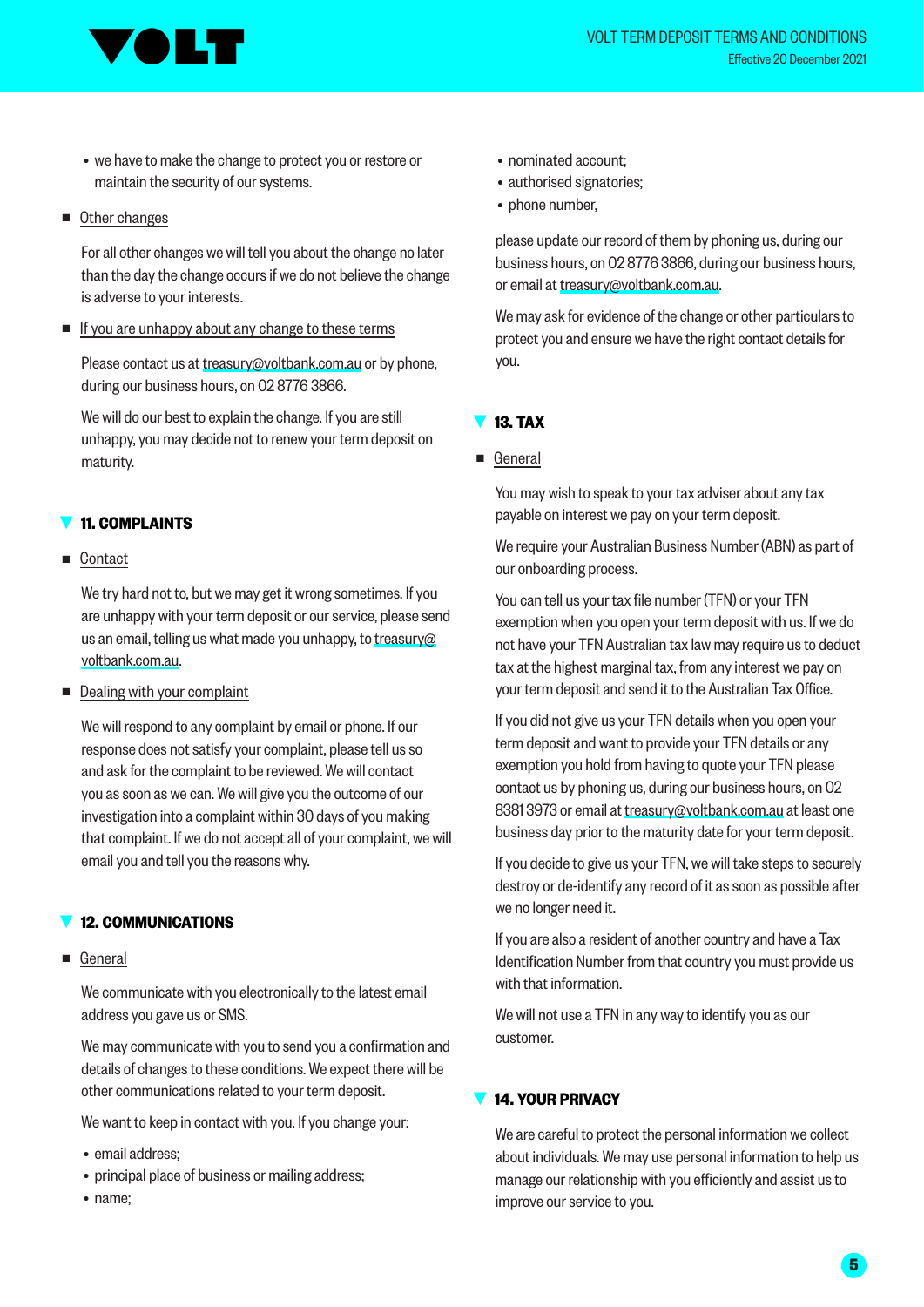- we have to make the change to protect you or restore or maintain the security of our systems.

- Other changes

For all other changes we will tell you about the change no later than the day the change occurs if we do not believe the change is adverse to your interests.

- If you are unhappy about any change to these terms

Please contact us at treasury@voltbank.com.au or by phone, during our business hours, on 02 8776 3866.

We will do our best to explain the change. If you are still unhappy, you may decide not to renew your term deposit on maturity.

## 11. COMPLAINTS

- Contact

We try hard not to, but we may get it wrong sometimes. If you are unhappy with your term deposit or our service, please send us an email, telling us what made you unhappy, to treasury@voltbank.com.au.

- Dealing with your complaint

We will respond to any complaint by email or phone. If our response does not satisfy your complaint, please tell us so and ask for the complaint to be reviewed. We will contact you as soon as we can. We will give you the outcome of our investigation into a complaint within 30 days of you making that complaint. If we do not accept all of your complaint, we will email you and tell you the reasons why.

## 12. COMMUNICATIONS

- General

We communicate with you electronically to the latest email address you gave us or SMS.

We may communicate with you to send you a confirmation and details of changes to these conditions. We expect there will be other communications related to your term deposit.

We want to keep in contact with you. If you change your:

- email address;
- principal place of business or mailing address;
- name;
- nominated account;
- authorised signatories;
- phone number,

please update our record of them by phoning us, during our business hours, on 02 8776 3866, during our business hours, or email at treasury@voltbank.com.au.

We may ask for evidence of the change or other particulars to protect you and ensure we have the right contact details for you.

## 13. TAX

- General

You may wish to speak to your tax adviser about any tax payable on interest we pay on your term deposit.

We require your Australian Business Number (ABN) as part of our onboarding process.

You can tell us your tax file number (TFN) or your TFN exemption when you open your term deposit with us. If we do not have your TFN Australian tax law may require us to deduct tax at the highest marginal tax, from any interest we pay on your term deposit and send it to the Australian Tax Office.

If you did not give us your TFN details when you open your term deposit and want to provide your TFN details or any exemption you hold from having to quote your TFN please contact us by phoning us, during our business hours, on 02 8381 3973 or email at treasury@voltbank.com.au at least one business day prior to the maturity date for your term deposit.

If you decide to give us your TFN, we will take steps to securely destroy or de-identify any record of it as soon as possible after we no longer need it.

If you are also a resident of another country and have a Tax Identification Number from that country you must provide us with that information.

We will not use a TFN in any way to identify you as our customer.

## 14. YOUR PRIVACY

We are careful to protect the personal information we collect about individuals. We may use personal information to help us manage our relationship with you efficiently and assist us to improve our service to you.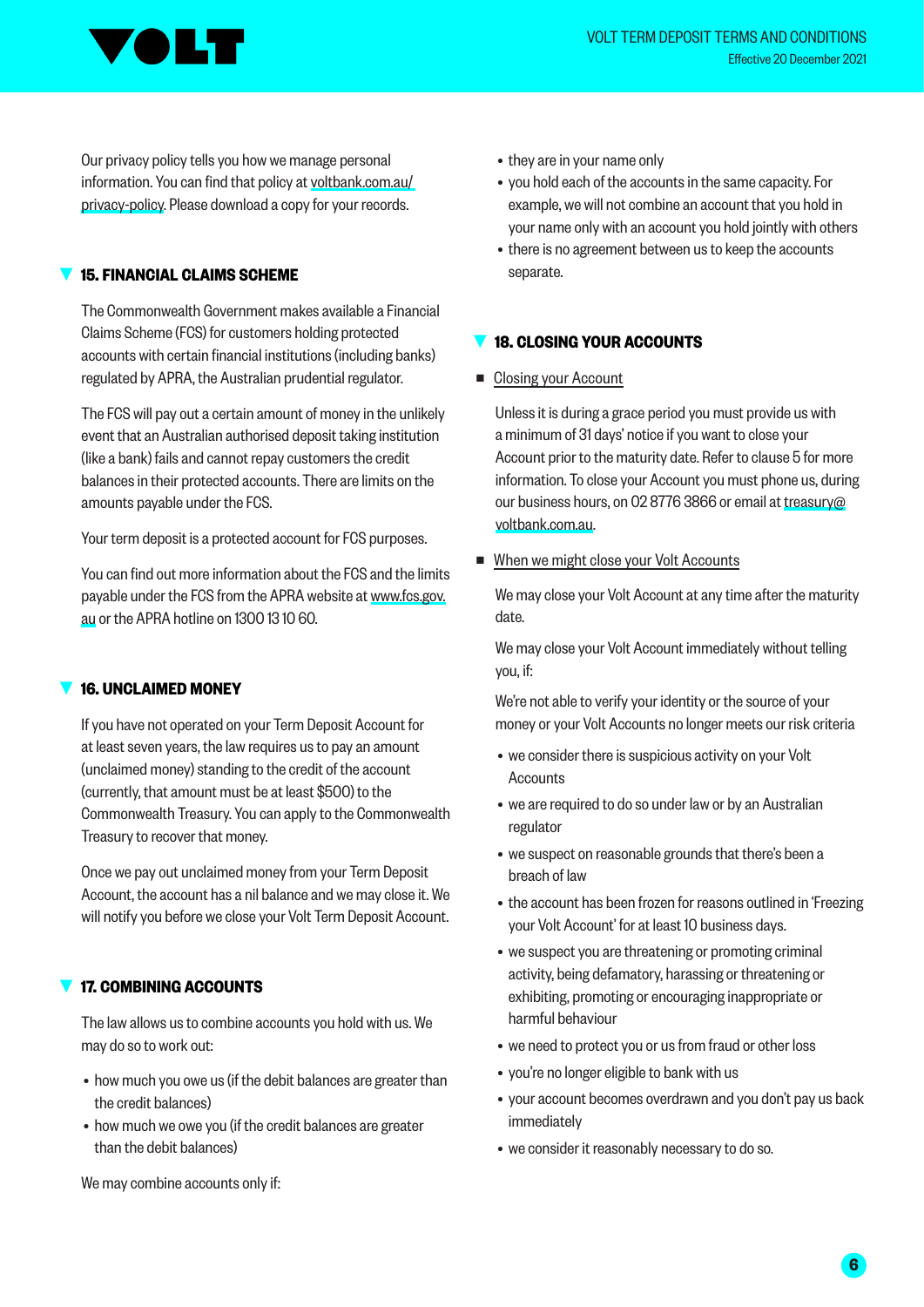Our privacy policy tells you how we manage personal information. You can find that policy at voltbank.com.au/privacy-policy. Please download a copy for your records.

## 15. FINANCIAL CLAIMS SCHEME

The Commonwealth Government makes available a Financial Claims Scheme (FCS) for customers holding protected accounts with certain financial institutions (including banks) regulated by APRA, the Australian prudential regulator.

The FCS will pay out a certain amount of money in the unlikely event that an Australian authorised deposit taking institution (like a bank) fails and cannot repay customers the credit balances in their protected accounts. There are limits on the amounts payable under the FCS.

Your term deposit is a protected account for FCS purposes.

You can find out more information about the FCS and the limits payable under the FCS from the APRA website at www.fcs.gov.au or the APRA hotline on 1300 13 10 60.

## 16. UNCLAIMED MONEY

If you have not operated on your Term Deposit Account for at least seven years, the law requires us to pay an amount (unclaimed money) standing to the credit of the account (currently, that amount must be at least $500) to the Commonwealth Treasury. You can apply to the Commonwealth Treasury to recover that money.

Once we pay out unclaimed money from your Term Deposit Account, the account has a nil balance and we may close it. We will notify you before we close your Volt Term Deposit Account.

## 17. COMBINING ACCOUNTS

The law allows us to combine accounts you hold with us. We may do so to work out:

- how much you owe us (if the debit balances are greater than the credit balances)
- how much we owe you (if the credit balances are greater than the debit balances)

We may combine accounts only if:

- they are in your name only
- you hold each of the accounts in the same capacity. For example, we will not combine an account that you hold in your name only with an account you hold jointly with others
- there is no agreement between us to keep the accounts separate.

## 18. CLOSING YOUR ACCOUNTS

- Closing your Account

Unless it is during a grace period you must provide us with a minimum of 31 days' notice if you want to close your Account prior to the maturity date. Refer to clause 5 for more information. To close your Account you must phone us, during our business hours, on 02 8776 3866 or email at treasury@voltbank.com.au.

- When we might close your Volt Accounts

We may close your Volt Account at any time after the maturity date.

We may close your Volt Account immediately without telling you, if:

We're not able to verify your identity or the source of your money or your Volt Accounts no longer meets our risk criteria

- we consider there is suspicious activity on your Volt Accounts
- we are required to do so under law or by an Australian regulator
- we suspect on reasonable grounds that there's been a breach of law
- the account has been frozen for reasons outlined in 'Freezing your Volt Account' for at least 10 business days.
- we suspect you are threatening or promoting criminal activity, being defamatory, harassing or threatening or exhibiting, promoting or encouraging inappropriate or harmful behaviour
- we need to protect you or us from fraud or other loss
- you're no longer eligible to bank with us
- your account becomes overdrawn and you don't pay us back immediately
- we consider it reasonably necessary to do so.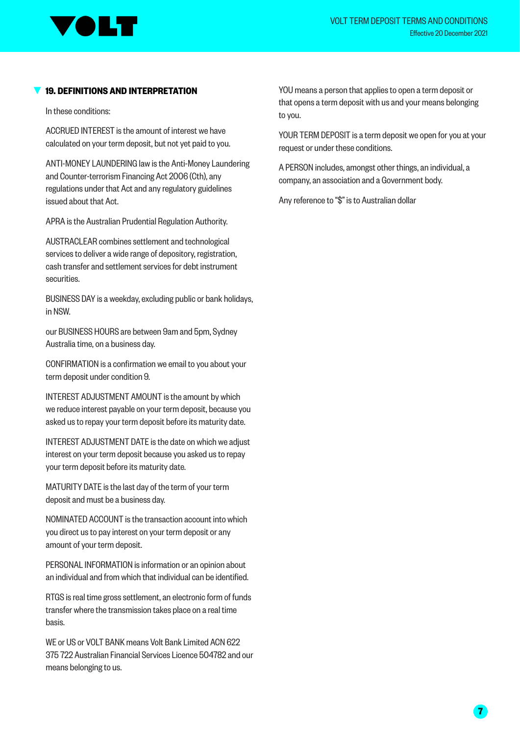## 19. DEFINITIONS AND INTERPRETATION

In these conditions:

ACCRUED INTEREST is the amount of interest we have calculated on your term deposit, but not yet paid to you.

ANTI-MONEY LAUNDERING law is the Anti-Money Laundering and Counter-terrorism Financing Act 2006 (Cth), any regulations under that Act and any regulatory guidelines issued about that Act.

APRA is the Australian Prudential Regulation Authority.

AUSTRACLEAR combines settlement and technological services to deliver a wide range of depository, registration, cash transfer and settlement services for debt instrument securities.

BUSINESS DAY is a weekday, excluding public or bank holidays, in NSW.

our BUSINESS HOURS are between 9am and 5pm, Sydney Australia time, on a business day.

CONFIRMATION is a confirmation we email to you about your term deposit under condition 9.

INTEREST ADJUSTMENT AMOUNT is the amount by which we reduce interest payable on your term deposit, because you asked us to repay your term deposit before its maturity date.

INTEREST ADJUSTMENT DATE is the date on which we adjust interest on your term deposit because you asked us to repay your term deposit before its maturity date.

MATURITY DATE is the last day of the term of your term deposit and must be a business day.

NOMINATED ACCOUNT is the transaction account into which you direct us to pay interest on your term deposit or any amount of your term deposit.

PERSONAL INFORMATION is information or an opinion about an individual and from which that individual can be identified.

RTGS is real time gross settlement, an electronic form of funds transfer where the transmission takes place on a real time basis.

WE or US or VOLT BANK means Volt Bank Limited ACN 622 375 722 Australian Financial Services Licence 504782 and our means belonging to us.

YOU means a person that applies to open a term deposit or that opens a term deposit with us and your means belonging to you.

YOUR TERM DEPOSIT is a term deposit we open for you at your request or under these conditions.

A PERSON includes, amongst other things, an individual, a company, an association and a Government body.

Any reference to "$" is to Australian dollar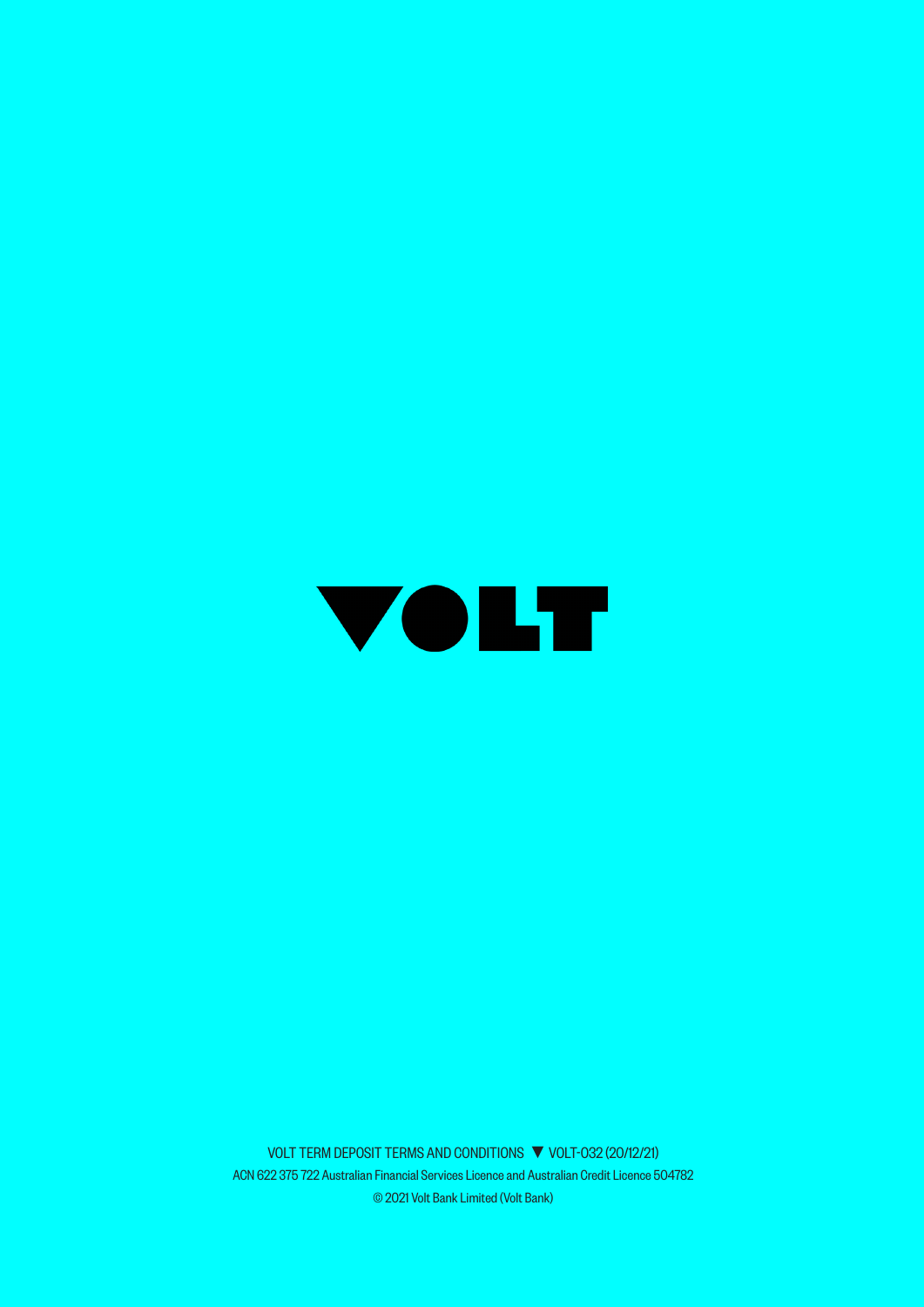VOLT

VOLT TERM DEPOSIT TERMS AND CONDITIONS ▼ VOLT-032 (20/12/21)

ACN 622 375 722 Australian Financial Services Licence and Australian Credit Licence 504782

© 2021 Volt Bank Limited (Volt Bank)